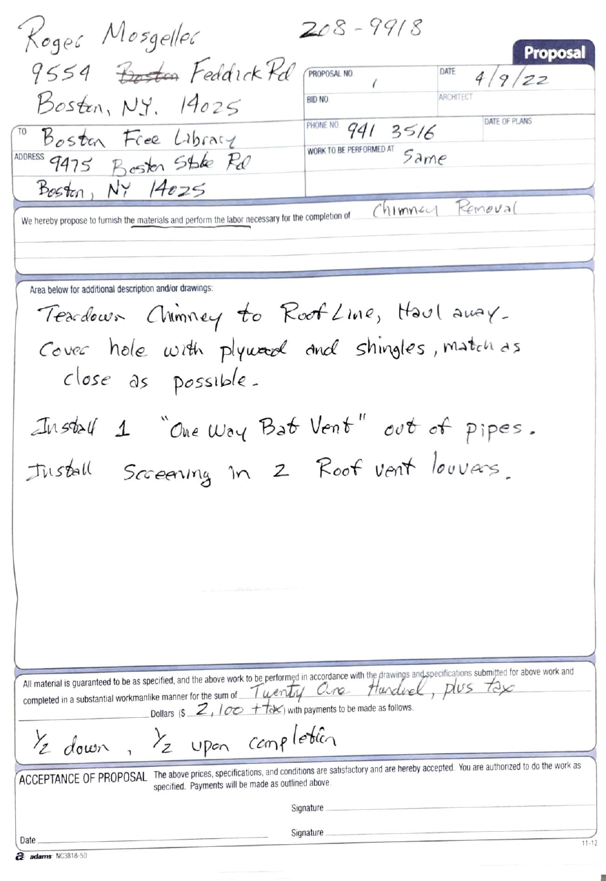Roger Mosgeller 208 - 9918

9554 ~~Boston~~ Feddick Rd

Boston, NY. 14025

# Proposal

| PROPOSAL NO. 1 | DATE 4/9/22 |
| --- | --- |
| BID NO. | ARCHITECT |
| PHONE NO. 941 3516 | DATE OF PLANS |
| WORK TO BE PERFORMED AT Same | |

TO Boston Free Library

ADDRESS 9475 Boston State Rd

Boston, NY 14025

We hereby propose to furnish the materials and perform the labor necessary for the completion of Chimney Removal

Area below for additional description and/or drawings:

Teardown Chimney to Roof Line, Haul away.

Cover hole with plywood and shingles, match as close as possible.

Install 1 "One Way Bat Vent" out of pipes.

Install Screening in 2 Roof vent louvers.

All material is guaranteed to be as specified, and the above work to be performed in accordance with the drawings and specifications submitted for above work and completed in a substantial workmanlike manner for the sum of Twenty One Hundred, plus tax Dollars ($ 2,100 + tax) with payments to be made as follows.

1/2 down, 1/2 upon completion

**ACCEPTANCE OF PROPOSAL** The above prices, specifications, and conditions are satisfactory and are hereby accepted. You are authorized to do the work as specified. Payments will be made as outlined above.

Signature ______________________

Date ______________________ Signature ______________________

adams NC3818-50 11-12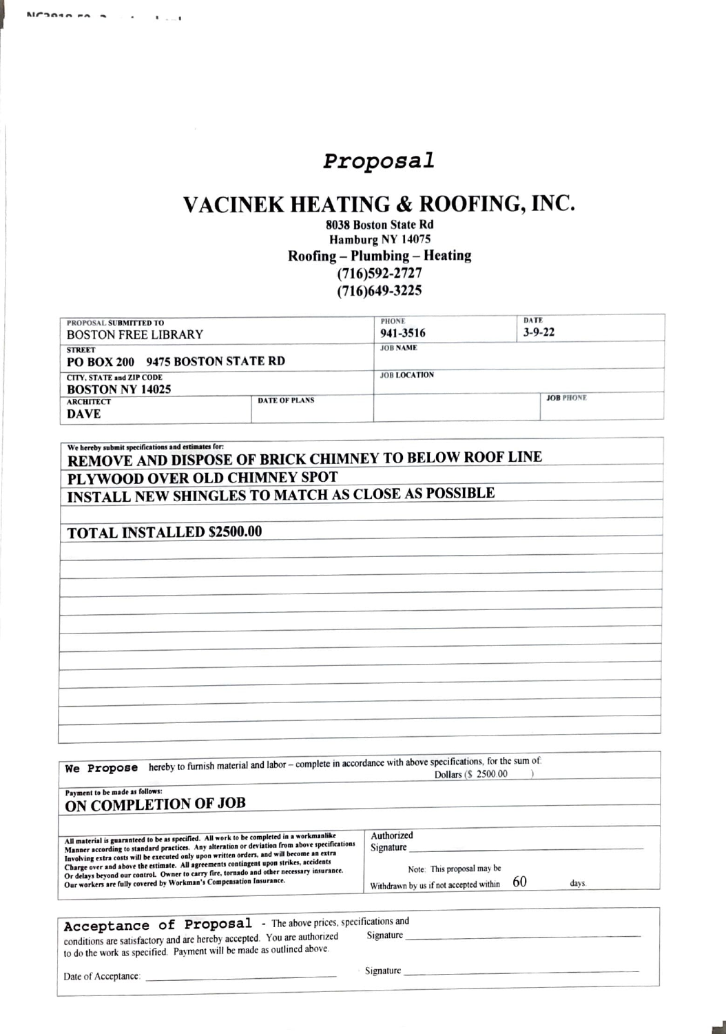# Proposal

## VACINEK HEATING & ROOFING, INC.

**8038 Boston State Rd**
**Hamburg NY 14075**
**Roofing – Plumbing – Heating**
**(716)592-2727**
**(716)649-3225**

| PROPOSAL SUBMITTED TO | | PHONE | DATE |
|---|---|---|---|
| BOSTON FREE LIBRARY | | 941-3516 | 3-9-22 |
| **STREET** | | **JOB NAME** | |
| **PO BOX 200 9475 BOSTON STATE RD** | | | |
| **CITY, STATE and ZIP CODE** | | **JOB LOCATION** | |
| **BOSTON NY 14025** | | | |
| **ARCHITECT** | **DATE OF PLANS** | | **JOB PHONE** |
| **DAVE** | | | |

We hereby submit specifications and estimates for:

**REMOVE AND DISPOSE OF BRICK CHIMNEY TO BELOW ROOF LINE**
**PLYWOOD OVER OLD CHIMNEY SPOT**
**INSTALL NEW SHINGLES TO MATCH AS CLOSE AS POSSIBLE**

**TOTAL INSTALLED $2500.00**

**We Propose** hereby to furnish material and labor – complete in accordance with above specifications, for the sum of: Dollars ($ 2500.00 )

Payment to be made as follows:
**ON COMPLETION OF JOB**

All material is guaranteed to be as specified. All work to be completed in a workmanlike Manner according to standard practices. Any alteration or deviation from above specifications Involving extra costs will be executed only upon written orders, and will become an extra Charge over and above the estimate. All agreements contingent upon strikes, accidents Or delays beyond our control. Owner to carry fire, tornado and other necessary insurance. Our workers are fully covered by Workman's Compensation Insurance.

Authorized Signature ______________________

Note: This proposal may be Withdrawn by us if not accepted within 60 days.

**Acceptance of Proposal** - The above prices, specifications and conditions are satisfactory and are hereby accepted. You are authorized to do the work as specified. Payment will be made as outlined above.

Signature ______________________

Date of Acceptance: ______________________

Signature ______________________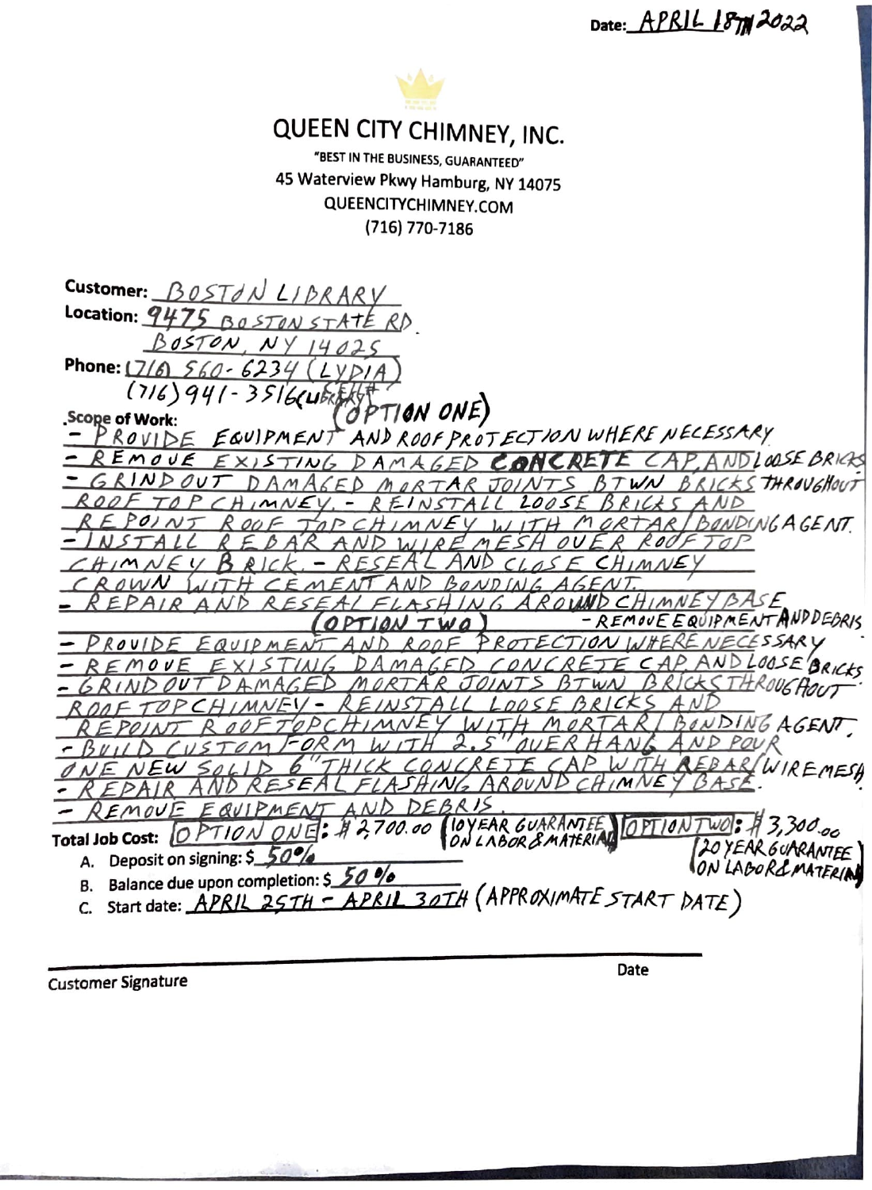Date: APRIL 18TH 2022

# QUEEN CITY CHIMNEY, INC.

"BEST IN THE BUSINESS, GUARANTEED"
45 Waterview Pkwy Hamburg, NY 14075
QUEENCITYCHIMNEY.COM
(716) 770-7186

**Customer:** BOSTON LIBRARY
**Location:** 9475 BOSTON STATE RD.
BOSTON, NY 14025
**Phone:** (716) 560-6234 (LYDIA)
(716) 941-3516 (UBERT)

**Scope of Work:**

(OPTION ONE)

- PROVIDE EQUIPMENT AND ROOF PROTECTION WHERE NECESSARY
- REMOVE EXISTING DAMAGED CONCRETE CAP AND LOOSE BRICKS
- GRIND OUT DAMAGED MORTAR JOINTS BTWN BRICKS THROUGHOUT ROOF TOP CHIMNEY.
- REINSTALL LOOSE BRICKS AND REPOINT ROOF TOP CHIMNEY WITH MORTAR/BONDING AGENT.
- INSTALL REBAR AND WIRE MESH OVER ROOF TOP CHIMNEY BRICK.
- RESEAL AND CLOSE CHIMNEY CROWN WITH CEMENT AND BONDING AGENT.
- REPAIR AND RESEAL FLASHING AROUND CHIMNEY BASE
- REMOVE EQUIPMENT AND DEBRIS

(OPTION TWO)

- PROVIDE EQUIPMENT AND ROOF PROTECTION WHERE NECESSARY
- REMOVE EXISTING DAMAGED CONCRETE CAP AND LOOSE BRICKS
- GRIND OUT DAMAGED MORTAR JOINTS BTWN BRICKS THROUGHOUT ROOF TOP CHIMNEY
- REINSTALL LOOSE BRICKS AND REPOINT ROOF TOP CHIMNEY WITH MORTAR/BONDING AGENT.
- BUILD CUSTOM FORM WITH 2.5" OVERHANG AND POUR ONE NEW SOLID 6" THICK CONCRETE CAP WITH REBAR/WIREMESH
- REPAIR AND RESEAL FLASHING AROUND CHIMNEY BASE.
- REMOVE EQUIPMENT AND DEBRIS.

**Total Job Cost:** OPTION ONE: $2,700.00 (10 YEAR GUARANTEE ON LABOR & MATERIAL) OPTION TWO: $3,300.00 (20 YEAR GUARANTEE ON LABOR & MATERIAL)

A. Deposit on signing: $ 50%
B. Balance due upon completion: $ 50%
C. Start date: APRIL 25TH - APRIL 30TH (APPROXIMATE START DATE)

Customer Signature ______________________ Date ________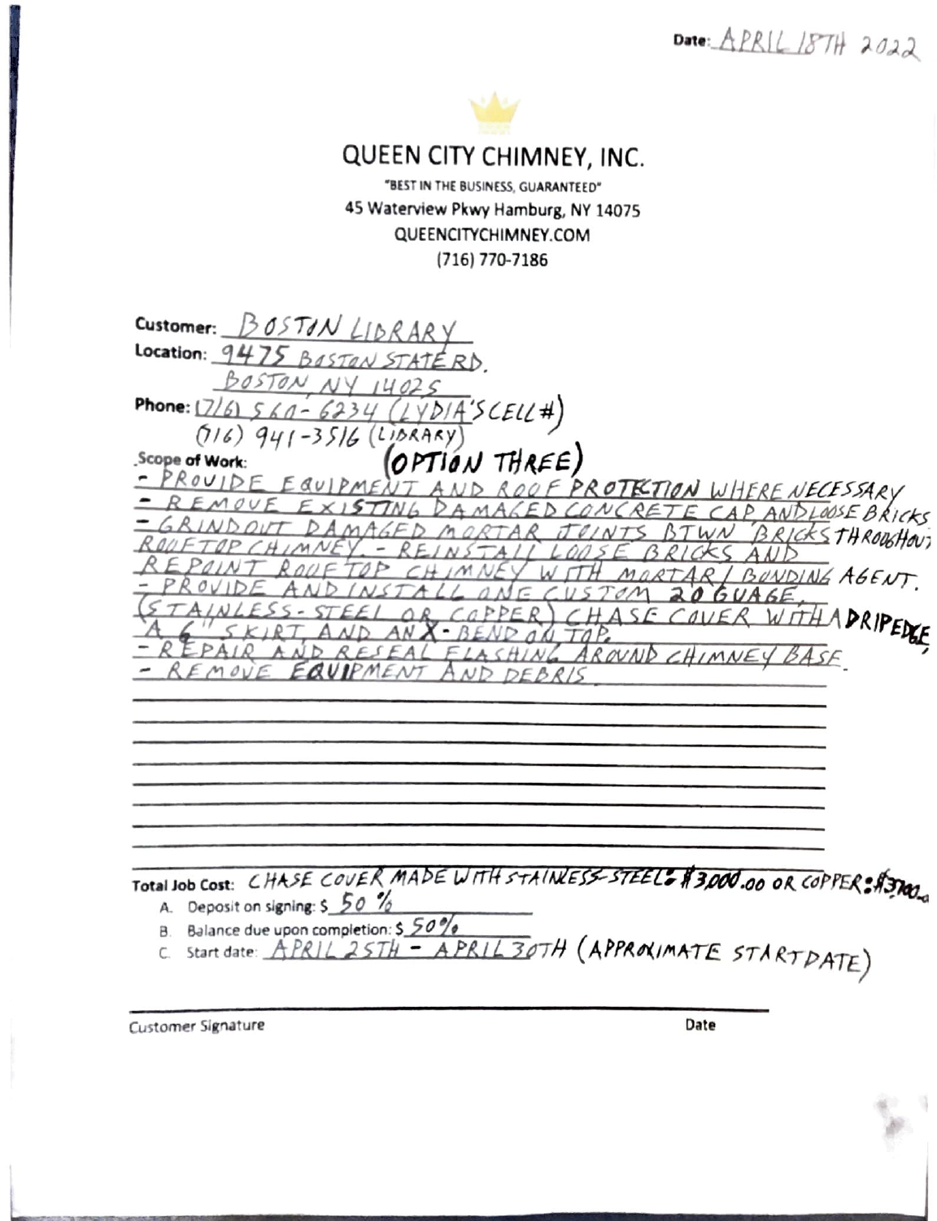Date: APRIL 18TH 2022

# QUEEN CITY CHIMNEY, INC.

"BEST IN THE BUSINESS, GUARANTEED"

45 Waterview Pkwy Hamburg, NY 14075

QUEENCITYCHIMNEY.COM

(716) 770-7186

**Customer:** BOSTON LIBRARY

**Location:** 9475 BOSTON STATE RD.
BOSTON, NY 14025

**Phone:** (716) 560-6234 (LYDIA'S CELL#)
(716) 941-3516 (LIBRARY)

**Scope of Work:** (OPTION THREE)

- PROVIDE EQUIPMENT AND ROOF PROTECTION WHERE NECESSARY
- REMOVE EXISTING DAMAGED CONCRETE CAP AND LOOSE BRICKS
- GRINDOUT DAMAGED MORTAR JOINTS BTWN BRICKS THROUGHOUT ROOFTOP CHIMNEY. - REINSTALL LOOSE BRICKS AND REPOINT ROOFTOP CHIMNEY WITH MORTAR/BONDING AGENT.
- PROVIDE AND INSTALL ONE CUSTOM 20 GUAGE (STAINLESS-STEEL OR COPPER) CHASE COVER WITH A DRIPEDGE, A 6" SKIRT, AND AN X-BEND ON TOP.
- REPAIR AND RESEAL FLASHING AROUND CHIMNEY BASE.
- REMOVE EQUIPMENT AND DEBRIS

**Total Job Cost:** CHASE COVER MADE WITH STAINLESS-STEEL: $3,000.00 OR COPPER: $3,700.00

A. Deposit on signing: $ 50 %

B. Balance due upon completion: $ 50%

C. Start date: APRIL 25TH - APRIL 30TH (APPROXIMATE STARTDATE)

Customer Signature ______________________ Date